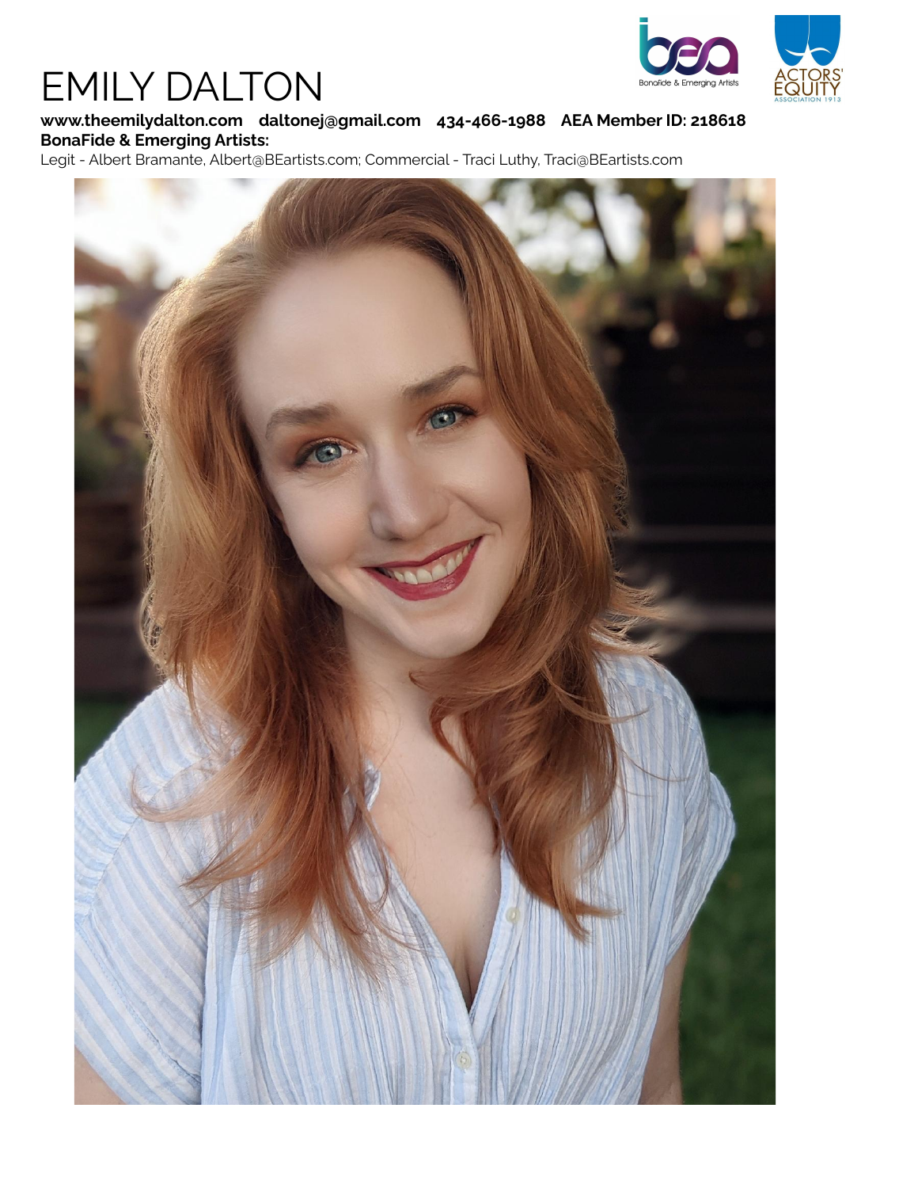# EMILY DALTON

**www.theemilydalton.com daltonej@gmail.com 434-466-1988 AEA Member ID: 218618**
**BonaFide & Emerging Artists:**
Legit - Albert Bramante, Albert@BEartists.com; Commercial - Traci Luthy, Traci@BEartists.com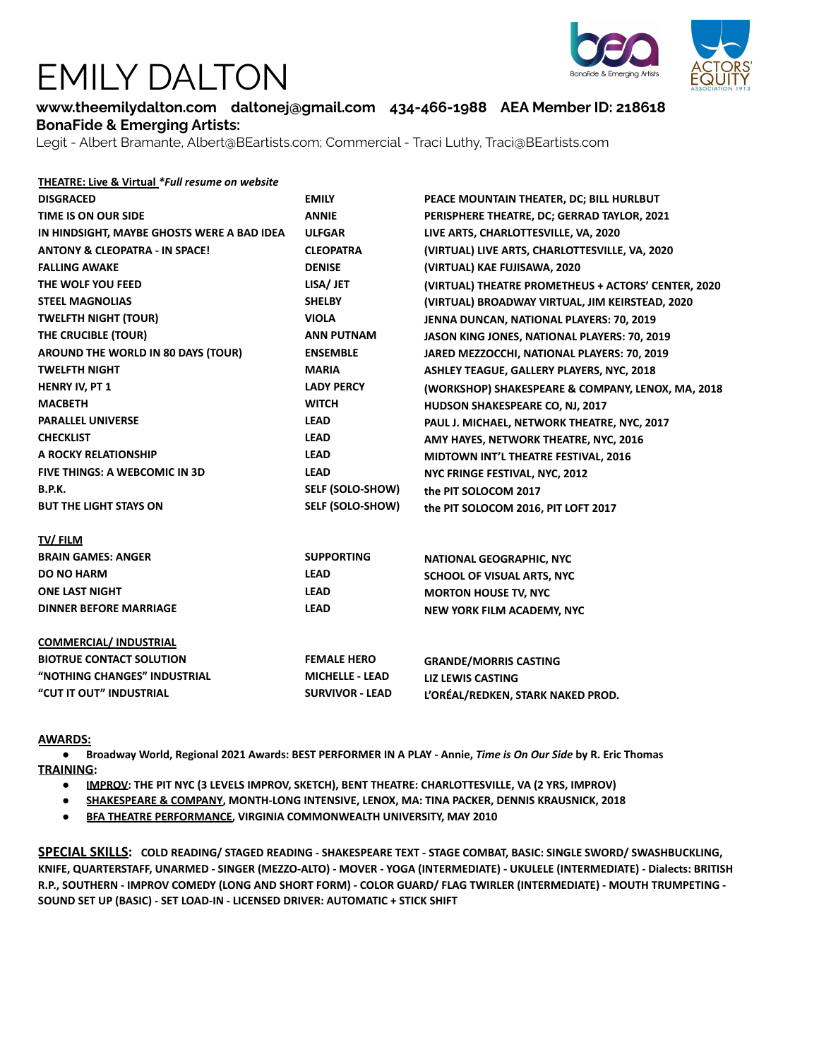# EMILY DALTON

**www.theemilydalton.com daltonej@gmail.com 434-466-1988 AEA Member ID: 218618**
**BonaFide & Emerging Artists:**
Legit - Albert Bramante, Albert@BEartists.com; Commercial - Traci Luthy, Traci@BEartists.com

| **THEATRE: Live & Virtual** ***\*Full resume on website*** | | |
|---|---|---|
| **DISGRACED** | **EMILY** | **PEACE MOUNTAIN THEATER, DC; BILL HURLBUT** |
| **TIME IS ON OUR SIDE** | **ANNIE** | **PERISPHERE THEATRE, DC; GERRAD TAYLOR, 2021** |
| **IN HINDSIGHT, MAYBE GHOSTS WERE A BAD IDEA** | **ULFGAR** | **LIVE ARTS, CHARLOTTESVILLE, VA, 2020** |
| **ANTONY & CLEOPATRA - IN SPACE!** | **CLEOPATRA** | **(VIRTUAL) LIVE ARTS, CHARLOTTESVILLE, VA, 2020** |
| **FALLING AWAKE** | **DENISE** | **(VIRTUAL) KAE FUJISAWA, 2020** |
| **THE WOLF YOU FEED** | **LISA/ JET** | **(VIRTUAL) THEATRE PROMETHEUS + ACTORS' CENTER, 2020** |
| **STEEL MAGNOLIAS** | **SHELBY** | **(VIRTUAL) BROADWAY VIRTUAL, JIM KEIRSTEAD, 2020** |
| **TWELFTH NIGHT (TOUR)** | **VIOLA** | **JENNA DUNCAN, NATIONAL PLAYERS: 70, 2019** |
| **THE CRUCIBLE (TOUR)** | **ANN PUTNAM** | **JASON KING JONES, NATIONAL PLAYERS: 70, 2019** |
| **AROUND THE WORLD IN 80 DAYS (TOUR)** | **ENSEMBLE** | **JARED MEZZOCCHI, NATIONAL PLAYERS: 70, 2019** |
| **TWELFTH NIGHT** | **MARIA** | **ASHLEY TEAGUE, GALLERY PLAYERS, NYC, 2018** |
| **HENRY IV, PT 1** | **LADY PERCY** | **(WORKSHOP) SHAKESPEARE & COMPANY, LENOX, MA, 2018** |
| **MACBETH** | **WITCH** | **HUDSON SHAKESPEARE CO, NJ, 2017** |
| **PARALLEL UNIVERSE** | **LEAD** | **PAUL J. MICHAEL, NETWORK THEATRE, NYC, 2017** |
| **CHECKLIST** | **LEAD** | **AMY HAYES, NETWORK THEATRE, NYC, 2016** |
| **A ROCKY RELATIONSHIP** | **LEAD** | **MIDTOWN INT'L THEATRE FESTIVAL, 2016** |
| **FIVE THINGS: A WEBCOMIC IN 3D** | **LEAD** | **NYC FRINGE FESTIVAL, NYC, 2012** |
| **B.P.K.** | **SELF (SOLO-SHOW)** | **the PIT SOLOCOM 2017** |
| **BUT THE LIGHT STAYS ON** | **SELF (SOLO-SHOW)** | **the PIT SOLOCOM 2016, PIT LOFT 2017** |

| **TV/ FILM** | | |
|---|---|---|
| **BRAIN GAMES: ANGER** | **SUPPORTING** | **NATIONAL GEOGRAPHIC, NYC** |
| **DO NO HARM** | **LEAD** | **SCHOOL OF VISUAL ARTS, NYC** |
| **ONE LAST NIGHT** | **LEAD** | **MORTON HOUSE TV, NYC** |
| **DINNER BEFORE MARRIAGE** | **LEAD** | **NEW YORK FILM ACADEMY, NYC** |

| **COMMERCIAL/ INDUSTRIAL** | | |
|---|---|---|
| **BIOTRUE CONTACT SOLUTION** | **FEMALE HERO** | **GRANDE/MORRIS CASTING** |
| **"NOTHING CHANGES" INDUSTRIAL** | **MICHELLE - LEAD** | **LIZ LEWIS CASTING** |
| **"CUT IT OUT" INDUSTRIAL** | **SURVIVOR - LEAD** | **L'ORÉAL/REDKEN, STARK NAKED PROD.** |

**AWARDS:**

- **Broadway World, Regional 2021 Awards: BEST PERFORMER IN A PLAY - Annie, *Time is On Our Side* by R. Eric Thomas**

**TRAINING:**

- **IMPROV: THE PIT NYC (3 LEVELS IMPROV, SKETCH), BENT THEATRE: CHARLOTTESVILLE, VA (2 YRS, IMPROV)**
- **SHAKESPEARE & COMPANY, MONTH-LONG INTENSIVE, LENOX, MA: TINA PACKER, DENNIS KRAUSNICK, 2018**
- **BFA THEATRE PERFORMANCE, VIRGINIA COMMONWEALTH UNIVERSITY, MAY 2010**

**SPECIAL SKILLS: COLD READING/ STAGED READING - SHAKESPEARE TEXT - STAGE COMBAT, BASIC: SINGLE SWORD/ SWASHBUCKLING, KNIFE, QUARTERSTAFF, UNARMED - SINGER (MEZZO-ALTO) - MOVER - YOGA (INTERMEDIATE) - UKULELE (INTERMEDIATE) - Dialects: BRITISH R.P., SOUTHERN - IMPROV COMEDY (LONG AND SHORT FORM) - COLOR GUARD/ FLAG TWIRLER (INTERMEDIATE) - MOUTH TRUMPETING - SOUND SET UP (BASIC) - SET LOAD-IN - LICENSED DRIVER: AUTOMATIC + STICK SHIFT**